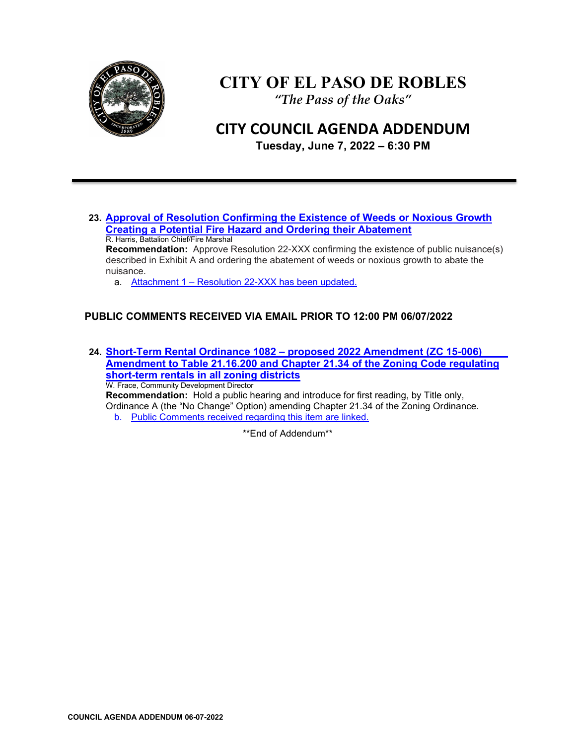# CITY OF EL PASO DE ROBLES

*"The Pass of the Oaks"*

## CITY COUNCIL AGENDA ADDENDUM

**Tuesday, June 7, 2022 – 6:30 PM**

---

**23. Approval of Resolution Confirming the Existence of Weeds or Noxious Growth Creating a Potential Fire Hazard and Ordering their Abatement**

R. Harris, Battalion Chief/Fire Marshal

**Recommendation:** Approve Resolution 22-XXX confirming the existence of public nuisance(s) described in Exhibit A and ordering the abatement of weeds or noxious growth to abate the nuisance.

a. Attachment 1 – Resolution 22-XXX has been updated.

**PUBLIC COMMENTS RECEIVED VIA EMAIL PRIOR TO 12:00 PM 06/07/2022**

**24. Short-Term Rental Ordinance 1082 – proposed 2022 Amendment (ZC 15-006) Amendment to Table 21.16.200 and Chapter 21.34 of the Zoning Code regulating short-term rentals in all zoning districts**

W. Frace, Community Development Director

**Recommendation:** Hold a public hearing and introduce for first reading, by Title only, Ordinance A (the "No Change" Option) amending Chapter 21.34 of the Zoning Ordinance.

b. Public Comments received regarding this item are linked.

\*\*End of Addendum\*\*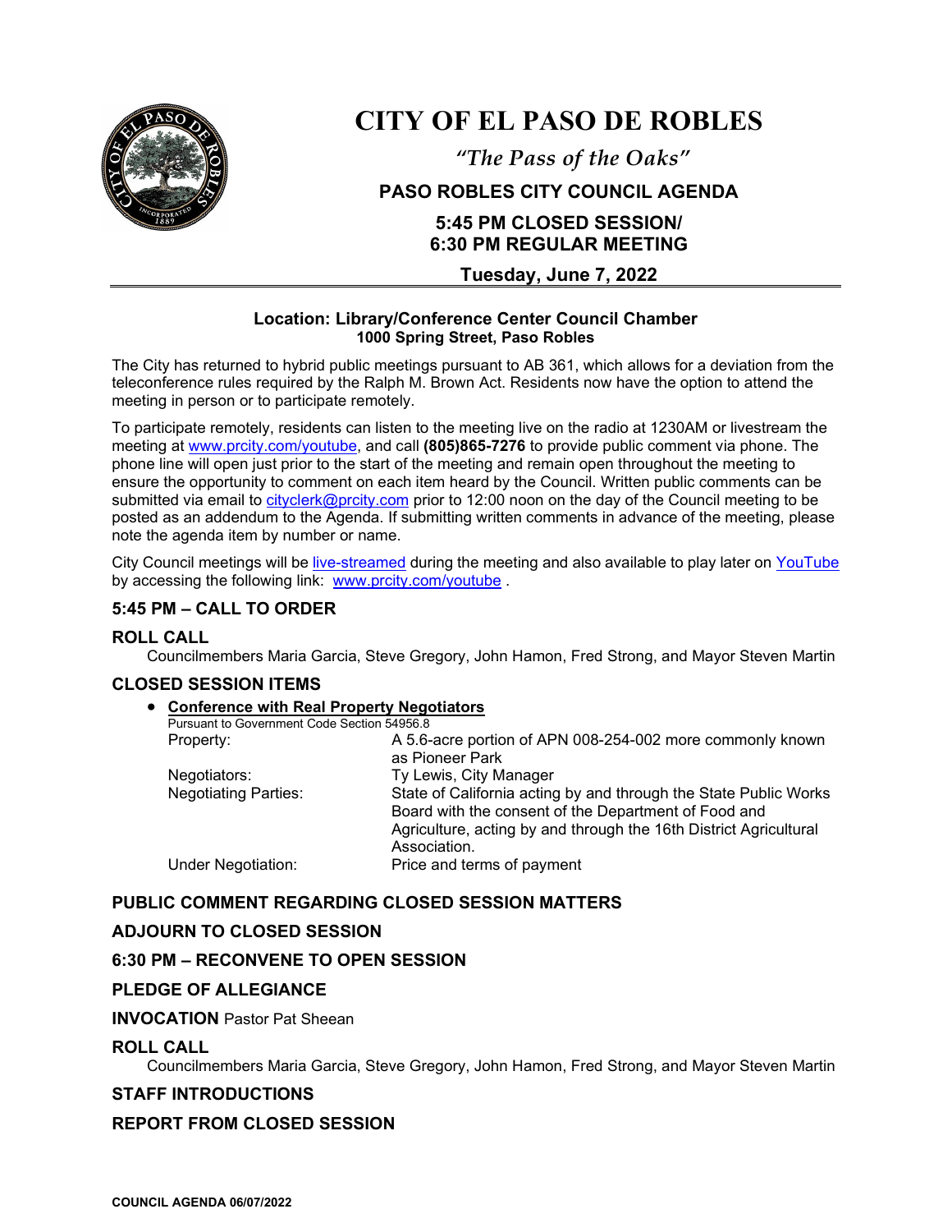# CITY OF EL PASO DE ROBLES

*"The Pass of the Oaks"*

## PASO ROBLES CITY COUNCIL AGENDA

### 5:45 PM CLOSED SESSION/ 6:30 PM REGULAR MEETING

### Tuesday, June 7, 2022

**Location: Library/Conference Center Council Chamber**
**1000 Spring Street, Paso Robles**

The City has returned to hybrid public meetings pursuant to AB 361, which allows for a deviation from the teleconference rules required by the Ralph M. Brown Act. Residents now have the option to attend the meeting in person or to participate remotely.

To participate remotely, residents can listen to the meeting live on the radio at 1230AM or livestream the meeting at www.prcity.com/youtube, and call **(805)865-7276** to provide public comment via phone. The phone line will open just prior to the start of the meeting and remain open throughout the meeting to ensure the opportunity to comment on each item heard by the Council. Written public comments can be submitted via email to cityclerk@prcity.com prior to 12:00 noon on the day of the Council meeting to be posted as an addendum to the Agenda. If submitting written comments in advance of the meeting, please note the agenda item by number or name.

City Council meetings will be live-streamed during the meeting and also available to play later on YouTube by accessing the following link: www.prcity.com/youtube .

## 5:45 PM – CALL TO ORDER

### ROLL CALL

Councilmembers Maria Garcia, Steve Gregory, John Hamon, Fred Strong, and Mayor Steven Martin

### CLOSED SESSION ITEMS

- **Conference with Real Property Negotiators**
  Pursuant to Government Code Section 54956.8

| | |
|---|---|
| Property: | A 5.6-acre portion of APN 008-254-002 more commonly known as Pioneer Park |
| Negotiators: | Ty Lewis, City Manager |
| Negotiating Parties: | State of California acting by and through the State Public Works Board with the consent of the Department of Food and Agriculture, acting by and through the 16th District Agricultural Association. |
| Under Negotiation: | Price and terms of payment |

### PUBLIC COMMENT REGARDING CLOSED SESSION MATTERS

### ADJOURN TO CLOSED SESSION

### 6:30 PM – RECONVENE TO OPEN SESSION

### PLEDGE OF ALLEGIANCE

**INVOCATION** Pastor Pat Sheean

### ROLL CALL

Councilmembers Maria Garcia, Steve Gregory, John Hamon, Fred Strong, and Mayor Steven Martin

### STAFF INTRODUCTIONS

### REPORT FROM CLOSED SESSION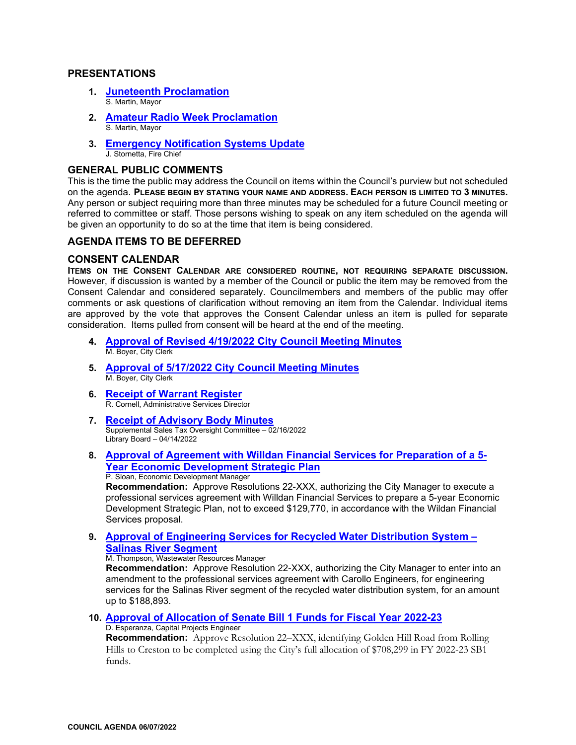## PRESENTATIONS

1. **Juneteenth Proclamation**
   S. Martin, Mayor

2. **Amateur Radio Week Proclamation**
   S. Martin, Mayor

3. **Emergency Notification Systems Update**
   J. Stornetta, Fire Chief

## GENERAL PUBLIC COMMENTS

This is the time the public may address the Council on items within the Council's purview but not scheduled on the agenda. **PLEASE BEGIN BY STATING YOUR NAME AND ADDRESS. EACH PERSON IS LIMITED TO 3 MINUTES.** Any person or subject requiring more than three minutes may be scheduled for a future Council meeting or referred to committee or staff. Those persons wishing to speak on any item scheduled on the agenda will be given an opportunity to do so at the time that item is being considered.

## AGENDA ITEMS TO BE DEFERRED

## CONSENT CALENDAR

**ITEMS ON THE CONSENT CALENDAR ARE CONSIDERED ROUTINE, NOT REQUIRING SEPARATE DISCUSSION.** However, if discussion is wanted by a member of the Council or public the item may be removed from the Consent Calendar and considered separately. Councilmembers and members of the public may offer comments or ask questions of clarification without removing an item from the Calendar. Individual items are approved by the vote that approves the Consent Calendar unless an item is pulled for separate consideration. Items pulled from consent will be heard at the end of the meeting.

4. **Approval of Revised 4/19/2022 City Council Meeting Minutes**
   M. Boyer, City Clerk

5. **Approval of 5/17/2022 City Council Meeting Minutes**
   M. Boyer, City Clerk

6. **Receipt of Warrant Register**
   R. Cornell, Administrative Services Director

7. **Receipt of Advisory Body Minutes**
   Supplemental Sales Tax Oversight Committee – 02/16/2022
   Library Board – 04/14/2022

8. **Approval of Agreement with Willdan Financial Services for Preparation of a 5-Year Economic Development Strategic Plan**
   P. Sloan, Economic Development Manager
   **Recommendation:** Approve Resolutions 22-XXX, authorizing the City Manager to execute a professional services agreement with Willdan Financial Services to prepare a 5-year Economic Development Strategic Plan, not to exceed $129,770, in accordance with the Wildan Financial Services proposal.

9. **Approval of Engineering Services for Recycled Water Distribution System – Salinas River Segment**
   M. Thompson, Wastewater Resources Manager
   **Recommendation:** Approve Resolution 22-XXX, authorizing the City Manager to enter into an amendment to the professional services agreement with Carollo Engineers, for engineering services for the Salinas River segment of the recycled water distribution system, for an amount up to $188,893.

10. **Approval of Allocation of Senate Bill 1 Funds for Fiscal Year 2022-23**
    D. Esperanza, Capital Projects Engineer
    **Recommendation:** Approve Resolution 22–XXX, identifying Golden Hill Road from Rolling Hills to Creston to be completed using the City's full allocation of $708,299 in FY 2022-23 SB1 funds.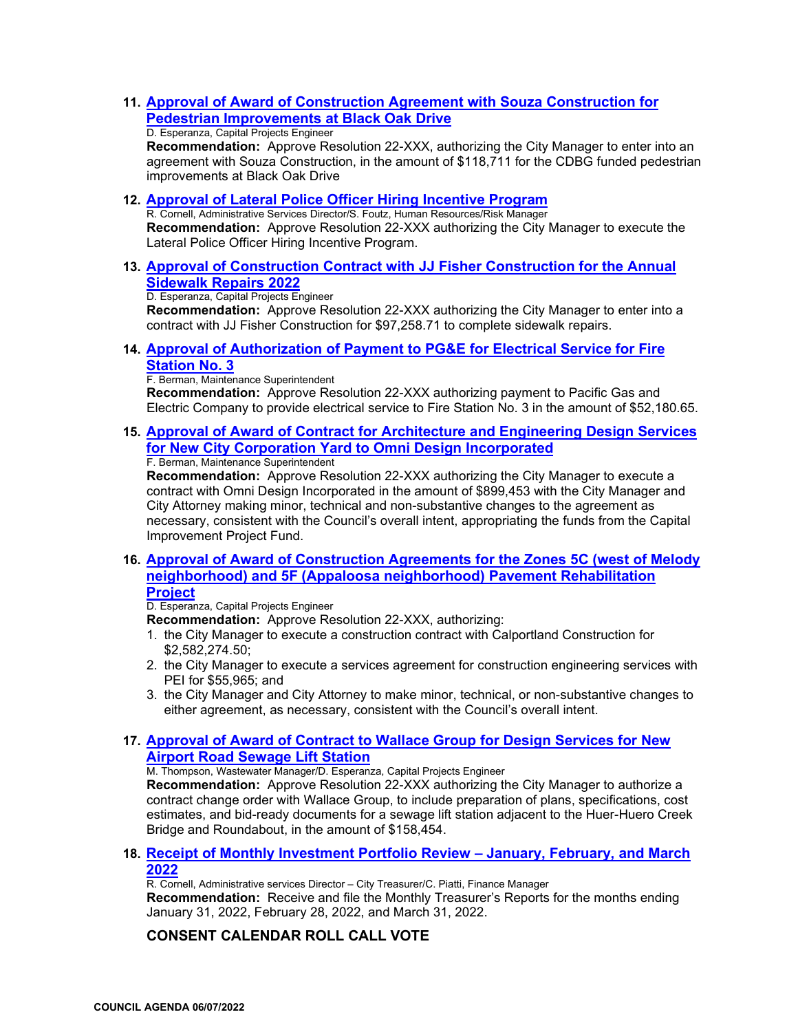11. **Approval of Award of Construction Agreement with Souza Construction for Pedestrian Improvements at Black Oak Drive**
    D. Esperanza, Capital Projects Engineer
    **Recommendation:** Approve Resolution 22-XXX, authorizing the City Manager to enter into an agreement with Souza Construction, in the amount of $118,711 for the CDBG funded pedestrian improvements at Black Oak Drive

12. **Approval of Lateral Police Officer Hiring Incentive Program**
    R. Cornell, Administrative Services Director/S. Foutz, Human Resources/Risk Manager
    **Recommendation:** Approve Resolution 22-XXX authorizing the City Manager to execute the Lateral Police Officer Hiring Incentive Program.

13. **Approval of Construction Contract with JJ Fisher Construction for the Annual Sidewalk Repairs 2022**
    D. Esperanza, Capital Projects Engineer
    **Recommendation:** Approve Resolution 22-XXX authorizing the City Manager to enter into a contract with JJ Fisher Construction for $97,258.71 to complete sidewalk repairs.

14. **Approval of Authorization of Payment to PG&E for Electrical Service for Fire Station No. 3**
    F. Berman, Maintenance Superintendent
    **Recommendation:** Approve Resolution 22-XXX authorizing payment to Pacific Gas and Electric Company to provide electrical service to Fire Station No. 3 in the amount of $52,180.65.

15. **Approval of Award of Contract for Architecture and Engineering Design Services for New City Corporation Yard to Omni Design Incorporated**
    F. Berman, Maintenance Superintendent
    **Recommendation:** Approve Resolution 22-XXX authorizing the City Manager to execute a contract with Omni Design Incorporated in the amount of $899,453 with the City Manager and City Attorney making minor, technical and non-substantive changes to the agreement as necessary, consistent with the Council's overall intent, appropriating the funds from the Capital Improvement Project Fund.

16. **Approval of Award of Construction Agreements for the Zones 5C (west of Melody neighborhood) and 5F (Appaloosa neighborhood) Pavement Rehabilitation Project**
    D. Esperanza, Capital Projects Engineer
    **Recommendation:** Approve Resolution 22-XXX, authorizing:
    1. the City Manager to execute a construction contract with Calportland Construction for $2,582,274.50;
    2. the City Manager to execute a services agreement for construction engineering services with PEI for $55,965; and
    3. the City Manager and City Attorney to make minor, technical, or non-substantive changes to either agreement, as necessary, consistent with the Council's overall intent.

17. **Approval of Award of Contract to Wallace Group for Design Services for New Airport Road Sewage Lift Station**
    M. Thompson, Wastewater Manager/D. Esperanza, Capital Projects Engineer
    **Recommendation:** Approve Resolution 22-XXX authorizing the City Manager to authorize a contract change order with Wallace Group, to include preparation of plans, specifications, cost estimates, and bid-ready documents for a sewage lift station adjacent to the Huer-Huero Creek Bridge and Roundabout, in the amount of $158,454.

18. **Receipt of Monthly Investment Portfolio Review – January, February, and March 2022**
    R. Cornell, Administrative services Director – City Treasurer/C. Piatti, Finance Manager
    **Recommendation:** Receive and file the Monthly Treasurer's Reports for the months ending January 31, 2022, February 28, 2022, and March 31, 2022.

**CONSENT CALENDAR ROLL CALL VOTE**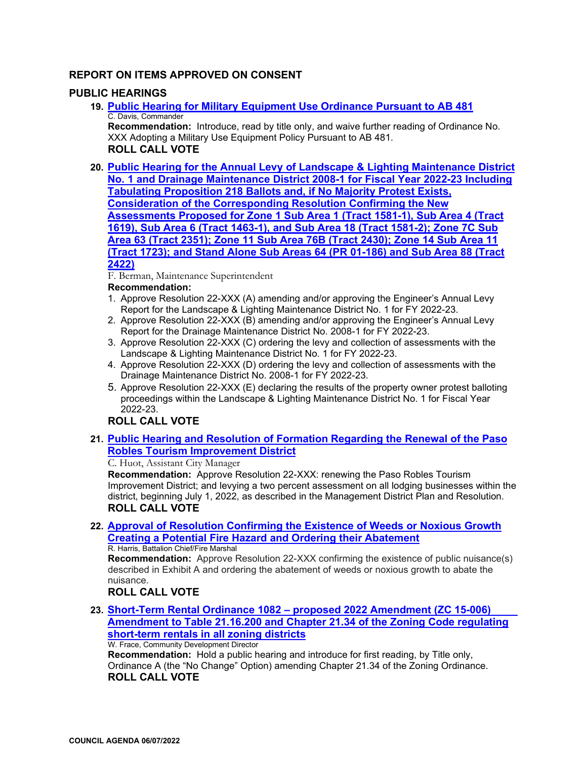## REPORT ON ITEMS APPROVED ON CONSENT

## PUBLIC HEARINGS

19. **Public Hearing for Military Equipment Use Ordinance Pursuant to AB 481**
    C. Davis, Commander
    **Recommendation:** Introduce, read by title only, and waive further reading of Ordinance No. XXX Adopting a Military Use Equipment Policy Pursuant to AB 481.
    **ROLL CALL VOTE**

20. **Public Hearing for the Annual Levy of Landscape & Lighting Maintenance District No. 1 and Drainage Maintenance District 2008-1 for Fiscal Year 2022-23 Including Tabulating Proposition 218 Ballots and, if No Majority Protest Exists, Consideration of the Corresponding Resolution Confirming the New Assessments Proposed for Zone 1 Sub Area 1 (Tract 1581-1), Sub Area 4 (Tract 1619), Sub Area 6 (Tract 1463-1), and Sub Area 18 (Tract 1581-2); Zone 7C Sub Area 63 (Tract 2351); Zone 11 Sub Area 76B (Tract 2430); Zone 14 Sub Area 11 (Tract 1723); and Stand Alone Sub Areas 64 (PR 01-186) and Sub Area 88 (Tract 2422)**
    F. Berman, Maintenance Superintendent
    **Recommendation:**
    1. Approve Resolution 22-XXX (A) amending and/or approving the Engineer's Annual Levy Report for the Landscape & Lighting Maintenance District No. 1 for FY 2022-23.
    2. Approve Resolution 22-XXX (B) amending and/or approving the Engineer's Annual Levy Report for the Drainage Maintenance District No. 2008-1 for FY 2022-23.
    3. Approve Resolution 22-XXX (C) ordering the levy and collection of assessments with the Landscape & Lighting Maintenance District No. 1 for FY 2022-23.
    4. Approve Resolution 22-XXX (D) ordering the levy and collection of assessments with the Drainage Maintenance District No. 2008-1 for FY 2022-23.
    5. Approve Resolution 22-XXX (E) declaring the results of the property owner protest balloting proceedings within the Landscape & Lighting Maintenance District No. 1 for Fiscal Year 2022-23.

    **ROLL CALL VOTE**

21. **Public Hearing and Resolution of Formation Regarding the Renewal of the Paso Robles Tourism Improvement District**
    C. Huot, Assistant City Manager
    **Recommendation:** Approve Resolution 22-XXX: renewing the Paso Robles Tourism Improvement District; and levying a two percent assessment on all lodging businesses within the district, beginning July 1, 2022, as described in the Management District Plan and Resolution.
    **ROLL CALL VOTE**

22. **Approval of Resolution Confirming the Existence of Weeds or Noxious Growth Creating a Potential Fire Hazard and Ordering their Abatement**
    R. Harris, Battalion Chief/Fire Marshal
    **Recommendation:** Approve Resolution 22-XXX confirming the existence of public nuisance(s) described in Exhibit A and ordering the abatement of weeds or noxious growth to abate the nuisance.
    **ROLL CALL VOTE**

23. **Short-Term Rental Ordinance 1082 – proposed 2022 Amendment (ZC 15-006) Amendment to Table 21.16.200 and Chapter 21.34 of the Zoning Code regulating short-term rentals in all zoning districts**
    W. Frace, Community Development Director
    **Recommendation:** Hold a public hearing and introduce for first reading, by Title only, Ordinance A (the "No Change" Option) amending Chapter 21.34 of the Zoning Ordinance.
    **ROLL CALL VOTE**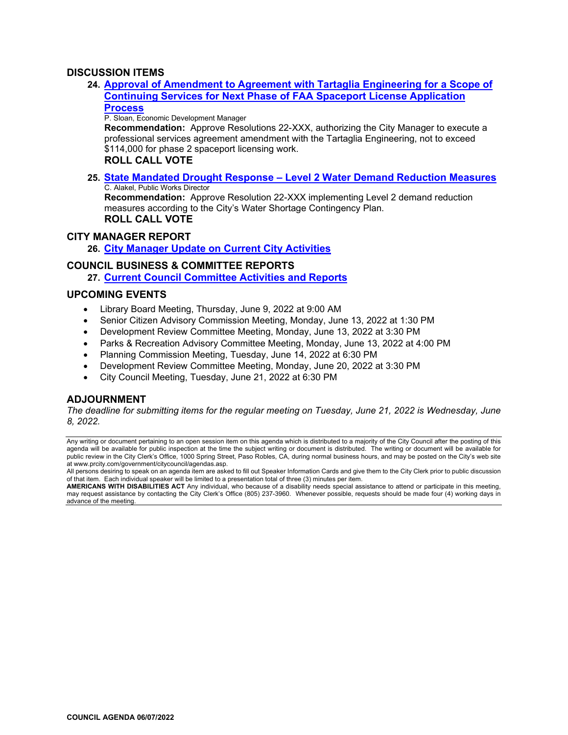## DISCUSSION ITEMS

**24. Approval of Amendment to Agreement with Tartaglia Engineering for a Scope of Continuing Services for Next Phase of FAA Spaceport License Application Process**

P. Sloan, Economic Development Manager

**Recommendation:** Approve Resolutions 22-XXX, authorizing the City Manager to execute a professional services agreement amendment with the Tartaglia Engineering, not to exceed $114,000 for phase 2 spaceport licensing work.

**ROLL CALL VOTE**

**25. State Mandated Drought Response – Level 2 Water Demand Reduction Measures**

C. Alakel, Public Works Director

**Recommendation:** Approve Resolution 22-XXX implementing Level 2 demand reduction measures according to the City's Water Shortage Contingency Plan.

**ROLL CALL VOTE**

## CITY MANAGER REPORT

**26. City Manager Update on Current City Activities**

## COUNCIL BUSINESS & COMMITTEE REPORTS

**27. Current Council Committee Activities and Reports**

## UPCOMING EVENTS

- Library Board Meeting, Thursday, June 9, 2022 at 9:00 AM
- Senior Citizen Advisory Commission Meeting, Monday, June 13, 2022 at 1:30 PM
- Development Review Committee Meeting, Monday, June 13, 2022 at 3:30 PM
- Parks & Recreation Advisory Committee Meeting, Monday, June 13, 2022 at 4:00 PM
- Planning Commission Meeting, Tuesday, June 14, 2022 at 6:30 PM
- Development Review Committee Meeting, Monday, June 20, 2022 at 3:30 PM
- City Council Meeting, Tuesday, June 21, 2022 at 6:30 PM

## ADJOURNMENT

*The deadline for submitting items for the regular meeting on Tuesday, June 21, 2022 is Wednesday, June 8, 2022.*

---

Any writing or document pertaining to an open session item on this agenda which is distributed to a majority of the City Council after the posting of this agenda will be available for public inspection at the time the subject writing or document is distributed. The writing or document will be available for public review in the City Clerk's Office, 1000 Spring Street, Paso Robles, CA, during normal business hours, and may be posted on the City's web site at www.prcity.com/government/citycouncil/agendas.asp.

All persons desiring to speak on an agenda item are asked to fill out Speaker Information Cards and give them to the City Clerk prior to public discussion of that item. Each individual speaker will be limited to a presentation total of three (3) minutes per item.

**AMERICANS WITH DISABILITIES ACT** Any individual, who because of a disability needs special assistance to attend or participate in this meeting, may request assistance by contacting the City Clerk's Office (805) 237-3960. Whenever possible, requests should be made four (4) working days in advance of the meeting.